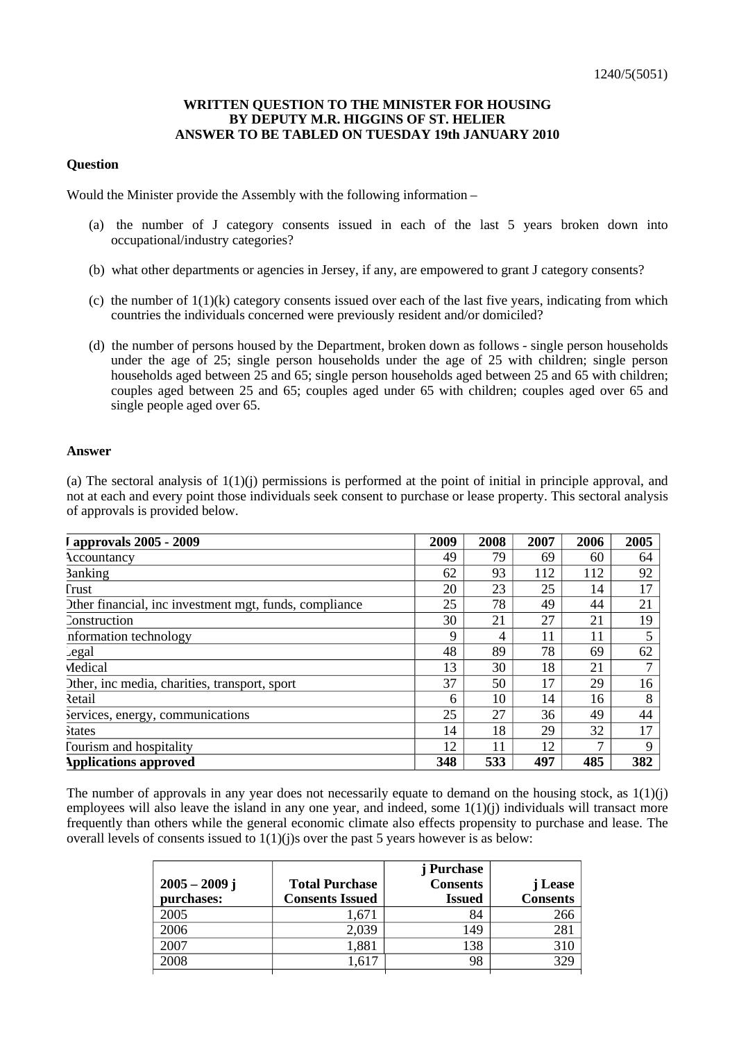1240/5(5051)

**WRITTEN QUESTION TO THE MINISTER FOR HOUSING**
**BY DEPUTY M.R. HIGGINS OF ST. HELIER**
**ANSWER TO BE TABLED ON TUESDAY 19th JANUARY 2010**

**Question**

Would the Minister provide the Assembly with the following information –

(a) the number of J category consents issued in each of the last 5 years broken down into occupational/industry categories?

(b) what other departments or agencies in Jersey, if any, are empowered to grant J category consents?

(c) the number of 1(1)(k) category consents issued over each of the last five years, indicating from which countries the individuals concerned were previously resident and/or domiciled?

(d) the number of persons housed by the Department, broken down as follows - single person households under the age of 25; single person households under the age of 25 with children; single person households aged between 25 and 65; single person households aged between 25 and 65 with children; couples aged between 25 and 65; couples aged under 65 with children; couples aged over 65 and single people aged over 65.

**Answer**

(a) The sectoral analysis of 1(1)(j) permissions is performed at the point of initial in principle approval, and not at each and every point those individuals seek consent to purchase or lease property. This sectoral analysis of approvals is provided below.

| J approvals 2005 - 2009 | 2009 | 2008 | 2007 | 2006 | 2005 |
|---|---|---|---|---|---|
| Accountancy | 49 | 79 | 69 | 60 | 64 |
| Banking | 62 | 93 | 112 | 112 | 92 |
| Trust | 20 | 23 | 25 | 14 | 17 |
| Other financial, inc investment mgt, funds, compliance | 25 | 78 | 49 | 44 | 21 |
| Construction | 30 | 21 | 27 | 21 | 19 |
| Information technology | 9 | 4 | 11 | 11 | 5 |
| Legal | 48 | 89 | 78 | 69 | 62 |
| Medical | 13 | 30 | 18 | 21 | 7 |
| Other, inc media, charities, transport, sport | 37 | 50 | 17 | 29 | 16 |
| Retail | 6 | 10 | 14 | 16 | 8 |
| Services, energy, communications | 25 | 27 | 36 | 49 | 44 |
| States | 14 | 18 | 29 | 32 | 17 |
| Tourism and hospitality | 12 | 11 | 12 | 7 | 9 |
| **Applications approved** | **348** | **533** | **497** | **485** | **382** |

The number of approvals in any year does not necessarily equate to demand on the housing stock, as 1(1)(j) employees will also leave the island in any one year, and indeed, some 1(1)(j) individuals will transact more frequently than others while the general economic climate also effects propensity to purchase and lease. The overall levels of consents issued to 1(1)(j)s over the past 5 years however is as below:

| 2005 – 2009 j purchases: | Total Purchase Consents Issued | j Purchase Consents Issued | j Lease Consents |
|---|---|---|---|
| 2005 | 1,671 | 84 | 266 |
| 2006 | 2,039 | 149 | 281 |
| 2007 | 1,881 | 138 | 310 |
| 2008 | 1,617 | 98 | 329 |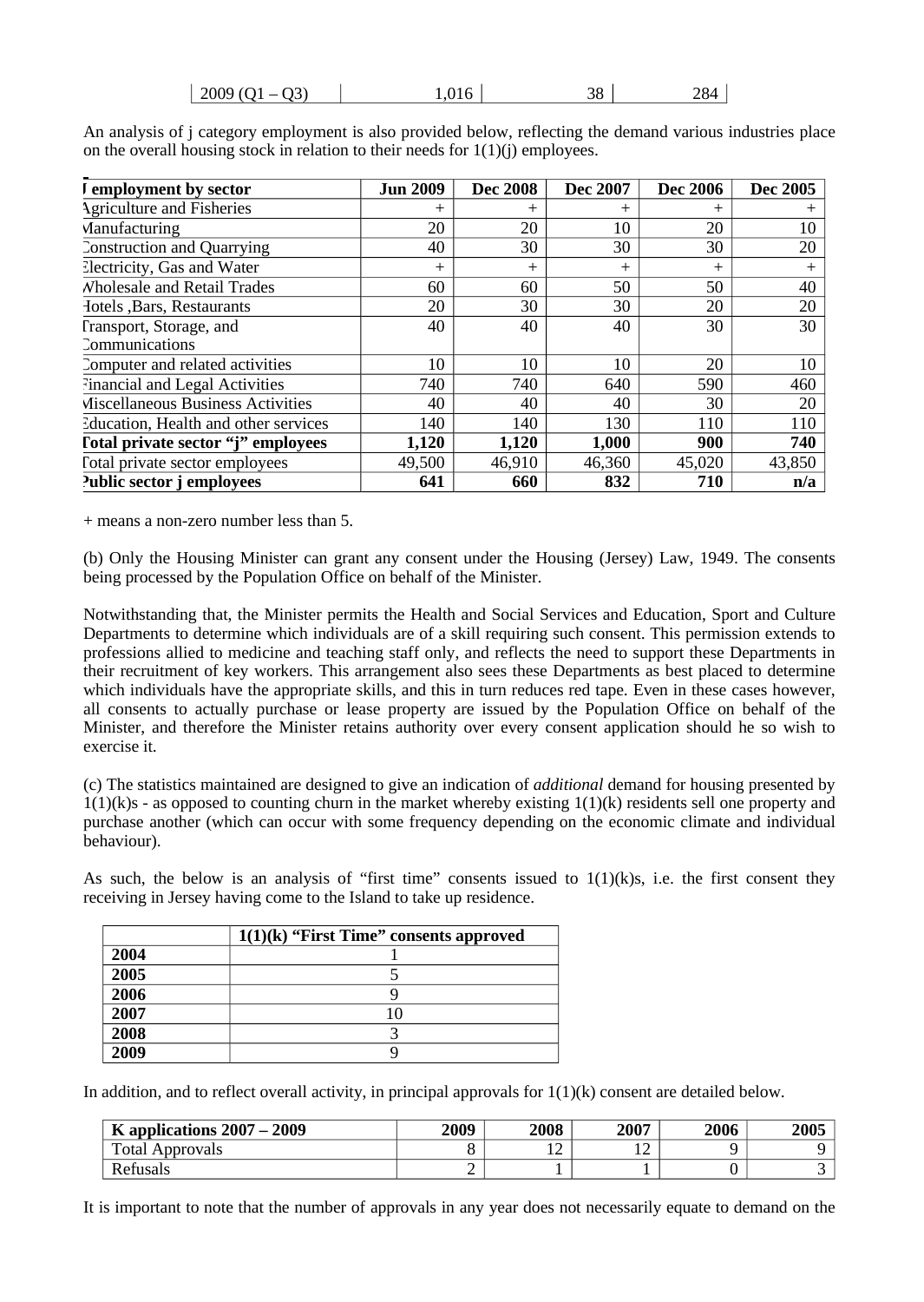| 2009 (Q1 – Q3) | 1,016 | 38 | 284 |
|---|---|---|---|

An analysis of j category employment is also provided below, reflecting the demand various industries place on the overall housing stock in relation to their needs for 1(1)(j) employees.

| J employment by sector | Jun 2009 | Dec 2008 | Dec 2007 | Dec 2006 | Dec 2005 |
|---|---|---|---|---|---|
| Agriculture and Fisheries | + | + | + | + | + |
| Manufacturing | 20 | 20 | 10 | 20 | 10 |
| Construction and Quarrying | 40 | 30 | 30 | 30 | 20 |
| Electricity, Gas and Water | + | + | + | + | + |
| Wholesale and Retail Trades | 60 | 60 | 50 | 50 | 40 |
| Hotels ,Bars, Restaurants | 20 | 30 | 30 | 20 | 20 |
| Transport, Storage, and Communications | 40 | 40 | 40 | 30 | 30 |
| Computer and related activities | 10 | 10 | 10 | 20 | 10 |
| Financial and Legal Activities | 740 | 740 | 640 | 590 | 460 |
| Miscellaneous Business Activities | 40 | 40 | 40 | 30 | 20 |
| Education, Health and other services | 140 | 140 | 130 | 110 | 110 |
| **Total private sector "j" employees** | **1,120** | **1,120** | **1,000** | **900** | **740** |
| Total private sector employees | 49,500 | 46,910 | 46,360 | 45,020 | 43,850 |
| **Public sector j employees** | **641** | **660** | **832** | **710** | **n/a** |

+ means a non-zero number less than 5.

(b) Only the Housing Minister can grant any consent under the Housing (Jersey) Law, 1949. The consents being processed by the Population Office on behalf of the Minister.

Notwithstanding that, the Minister permits the Health and Social Services and Education, Sport and Culture Departments to determine which individuals are of a skill requiring such consent. This permission extends to professions allied to medicine and teaching staff only, and reflects the need to support these Departments in their recruitment of key workers. This arrangement also sees these Departments as best placed to determine which individuals have the appropriate skills, and this in turn reduces red tape. Even in these cases however, all consents to actually purchase or lease property are issued by the Population Office on behalf of the Minister, and therefore the Minister retains authority over every consent application should he so wish to exercise it.

(c) The statistics maintained are designed to give an indication of *additional* demand for housing presented by 1(1)(k)s - as opposed to counting churn in the market whereby existing 1(1)(k) residents sell one property and purchase another (which can occur with some frequency depending on the economic climate and individual behaviour).

As such, the below is an analysis of "first time" consents issued to 1(1)(k)s, i.e. the first consent they receiving in Jersey having come to the Island to take up residence.

| | 1(1)(k) "First Time" consents approved |
|---|---|
| **2004** | 1 |
| **2005** | 5 |
| **2006** | 9 |
| **2007** | 10 |
| **2008** | 3 |
| **2009** | 9 |

In addition, and to reflect overall activity, in principal approvals for 1(1)(k) consent are detailed below.

| K applications 2007 – 2009 | 2009 | 2008 | 2007 | 2006 | 2005 |
|---|---|---|---|---|---|
| Total Approvals | 8 | 12 | 12 | 9 | 9 |
| Refusals | 2 | 1 | 1 | 0 | 3 |

It is important to note that the number of approvals in any year does not necessarily equate to demand on the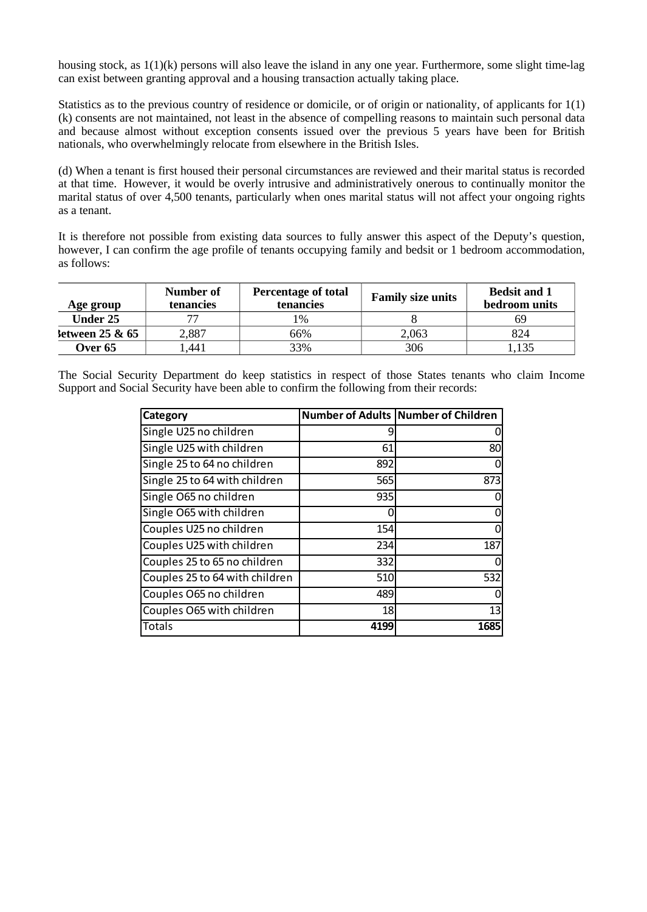housing stock, as 1(1)(k) persons will also leave the island in any one year. Furthermore, some slight time-lag can exist between granting approval and a housing transaction actually taking place.

Statistics as to the previous country of residence or domicile, or of origin or nationality, of applicants for 1(1)(k) consents are not maintained, not least in the absence of compelling reasons to maintain such personal data and because almost without exception consents issued over the previous 5 years have been for British nationals, who overwhelmingly relocate from elsewhere in the British Isles.

(d) When a tenant is first housed their personal circumstances are reviewed and their marital status is recorded at that time. However, it would be overly intrusive and administratively onerous to continually monitor the marital status of over 4,500 tenants, particularly when ones marital status will not affect your ongoing rights as a tenant.

It is therefore not possible from existing data sources to fully answer this aspect of the Deputy's question, however, I can confirm the age profile of tenants occupying family and bedsit or 1 bedroom accommodation, as follows:

| Age group | Number of tenancies | Percentage of total tenancies | Family size units | Bedsit and 1 bedroom units |
|---|---|---|---|---|
| Under 25 | 77 | 1% | 8 | 69 |
| Between 25 & 65 | 2,887 | 66% | 2,063 | 824 |
| Over 65 | 1,441 | 33% | 306 | 1,135 |

The Social Security Department do keep statistics in respect of those States tenants who claim Income Support and Social Security have been able to confirm the following from their records:

| Category | Number of Adults | Number of Children |
|---|---|---|
| Single U25 no children | 9 | 0 |
| Single U25 with children | 61 | 80 |
| Single 25 to 64 no children | 892 | 0 |
| Single 25 to 64 with children | 565 | 873 |
| Single O65 no children | 935 | 0 |
| Single O65 with children | 0 | 0 |
| Couples U25 no children | 154 | 0 |
| Couples U25 with children | 234 | 187 |
| Couples 25 to 65 no children | 332 | 0 |
| Couples 25 to 64 with children | 510 | 532 |
| Couples O65 no children | 489 | 0 |
| Couples O65 with children | 18 | 13 |
| Totals | **4199** | **1685** |